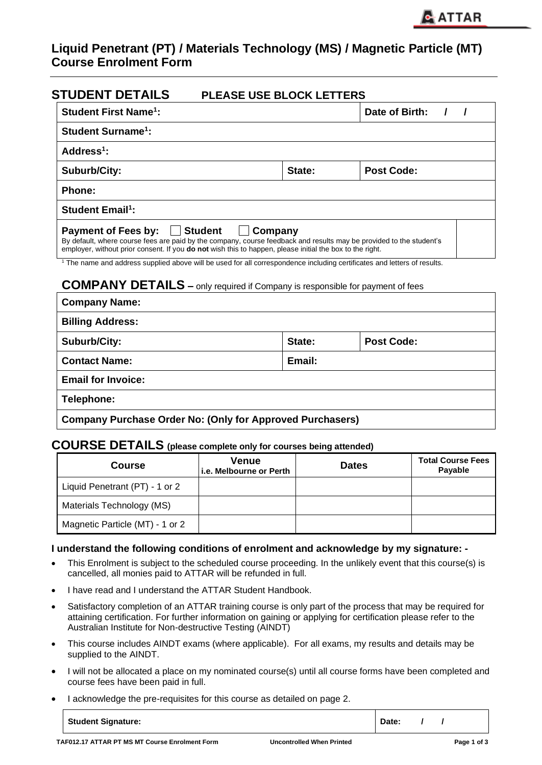# Liquid Penetrant (PT) / Materials Technology (MS) / Magnetic Particle (MT) Course Enrolment Form

## STUDENT DETAILS   PLEASE USE BLOCK LETTERS

| | | |
|---|---|---|
| **Student First Name[1]:** | | **Date of Birth:   /   /** |
| **Student Surname[1]:** | | |
| **Address[1]:** | | |
| **Suburb/City:** | **State:** | **Post Code:** |
| **Phone:** | | |
| **Student Email[1]:** | | |
| **Payment of Fees by:** ☐ **Student** ☐ **Company**<br>By default, where course fees are paid by the company, course feedback and results may be provided to the student's employer, without prior consent. If you **do not** wish this to happen, please initial the box to the right. | | |

[1] The name and address supplied above will be used for all correspondence including certificates and letters of results.

## COMPANY DETAILS – only required if Company is responsible for payment of fees

| | | |
|---|---|---|
| **Company Name:** | | |
| **Billing Address:** | | |
| **Suburb/City:** | **State:** | **Post Code:** |
| **Contact Name:** | **Email:** | |
| **Email for Invoice:** | | |
| **Telephone:** | | |
| **Company Purchase Order No: (Only for Approved Purchasers)** | | |

## COURSE DETAILS (please complete only for courses being attended)

| Course | Venue<br>i.e. Melbourne or Perth | Dates | Total Course Fees Payable |
|---|---|---|---|
| Liquid Penetrant (PT) - 1 or 2 | | | |
| Materials Technology (MS) | | | |
| Magnetic Particle (MT) - 1 or 2 | | | |

**I understand the following conditions of enrolment and acknowledge by my signature: -**

- This Enrolment is subject to the scheduled course proceeding. In the unlikely event that this course(s) is cancelled, all monies paid to ATTAR will be refunded in full.
- I have read and I understand the ATTAR Student Handbook.
- Satisfactory completion of an ATTAR training course is only part of the process that may be required for attaining certification. For further information on gaining or applying for certification please refer to the Australian Institute for Non-destructive Testing (AINDT)
- This course includes AINDT exams (where applicable). For all exams, my results and details may be supplied to the AINDT.
- I will not be allocated a place on my nominated course(s) until all course forms have been completed and course fees have been paid in full.
- I acknowledge the pre-requisites for this course as detailed on page 2.

| | |
|---|---|
| **Student Signature:** | **Date:   /   /** |

TAF012.17 ATTAR PT MS MT Course Enrolment Form — Uncontrolled When Printed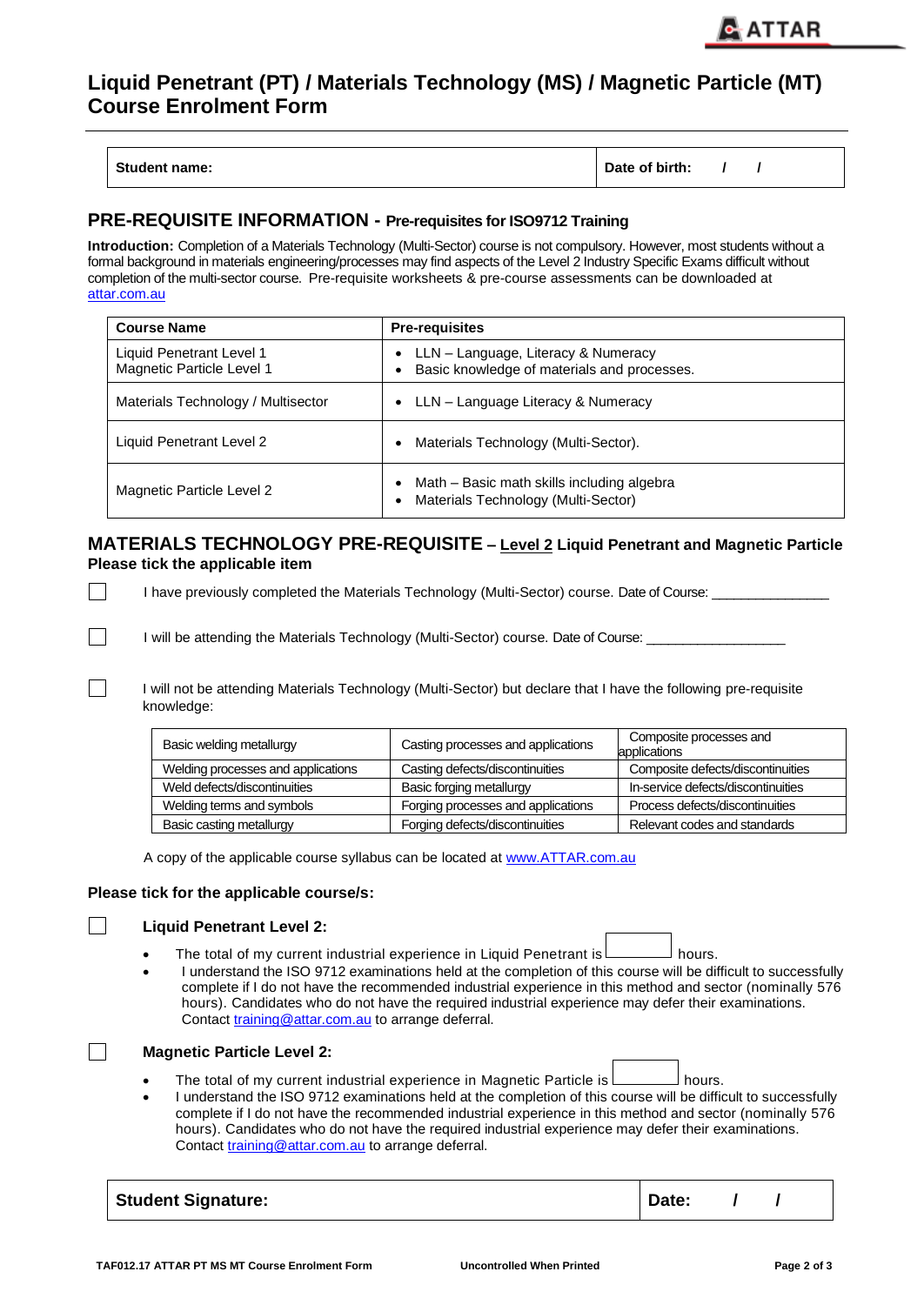# Liquid Penetrant (PT) / Materials Technology (MS) / Magnetic Particle (MT) Course Enrolment Form

| Student name: | Date of birth: / / |
|---|---|

## PRE-REQUISITE INFORMATION - Pre-requisites for ISO9712 Training

**Introduction:** Completion of a Materials Technology (Multi-Sector) course is not compulsory. However, most students without a formal background in materials engineering/processes may find aspects of the Level 2 Industry Specific Exams difficult without completion of the multi-sector course. Pre-requisite worksheets & pre-course assessments can be downloaded at attar.com.au

| Course Name | Pre-requisites |
|---|---|
| Liquid Penetrant Level 1<br>Magnetic Particle Level 1 | • LLN – Language, Literacy & Numeracy<br>• Basic knowledge of materials and processes. |
| Materials Technology / Multisector | • LLN – Language Literacy & Numeracy |
| Liquid Penetrant Level 2 | • Materials Technology (Multi-Sector). |
| Magnetic Particle Level 2 | • Math – Basic math skills including algebra<br>• Materials Technology (Multi-Sector) |

## MATERIALS TECHNOLOGY PRE-REQUISITE – Level 2 Liquid Penetrant and Magnetic Particle

**Please tick the applicable item**

☐ I have previously completed the Materials Technology (Multi-Sector) course. Date of Course: _______________

☐ I will be attending the Materials Technology (Multi-Sector) course. Date of Course: __________________

☐ I will not be attending Materials Technology (Multi-Sector) but declare that I have the following pre-requisite knowledge:

| | | |
|---|---|---|
| Basic welding metallurgy | Casting processes and applications | Composite processes and applications |
| Welding processes and applications | Casting defects/discontinuities | Composite defects/discontinuities |
| Weld defects/discontinuities | Basic forging metallurgy | In-service defects/discontinuities |
| Welding terms and symbols | Forging processes and applications | Process defects/discontinuities |
| Basic casting metallurgy | Forging defects/discontinuities | Relevant codes and standards |

A copy of the applicable course syllabus can be located at www.ATTAR.com.au

**Please tick for the applicable course/s:**

☐ **Liquid Penetrant Level 2:**

- The total of my current industrial experience in Liquid Penetrant is ______ hours.
- I understand the ISO 9712 examinations held at the completion of this course will be difficult to successfully complete if I do not have the recommended industrial experience in this method and sector (nominally 576 hours). Candidates who do not have the required industrial experience may defer their examinations. Contact training@attar.com.au to arrange deferral.

☐ **Magnetic Particle Level 2:**

- The total of my current industrial experience in Magnetic Particle is ______ hours.
- I understand the ISO 9712 examinations held at the completion of this course will be difficult to successfully complete if I do not have the recommended industrial experience in this method and sector (nominally 576 hours). Candidates who do not have the required industrial experience may defer their examinations. Contact training@attar.com.au to arrange deferral.

| Student Signature: | Date: / / |
|---|---|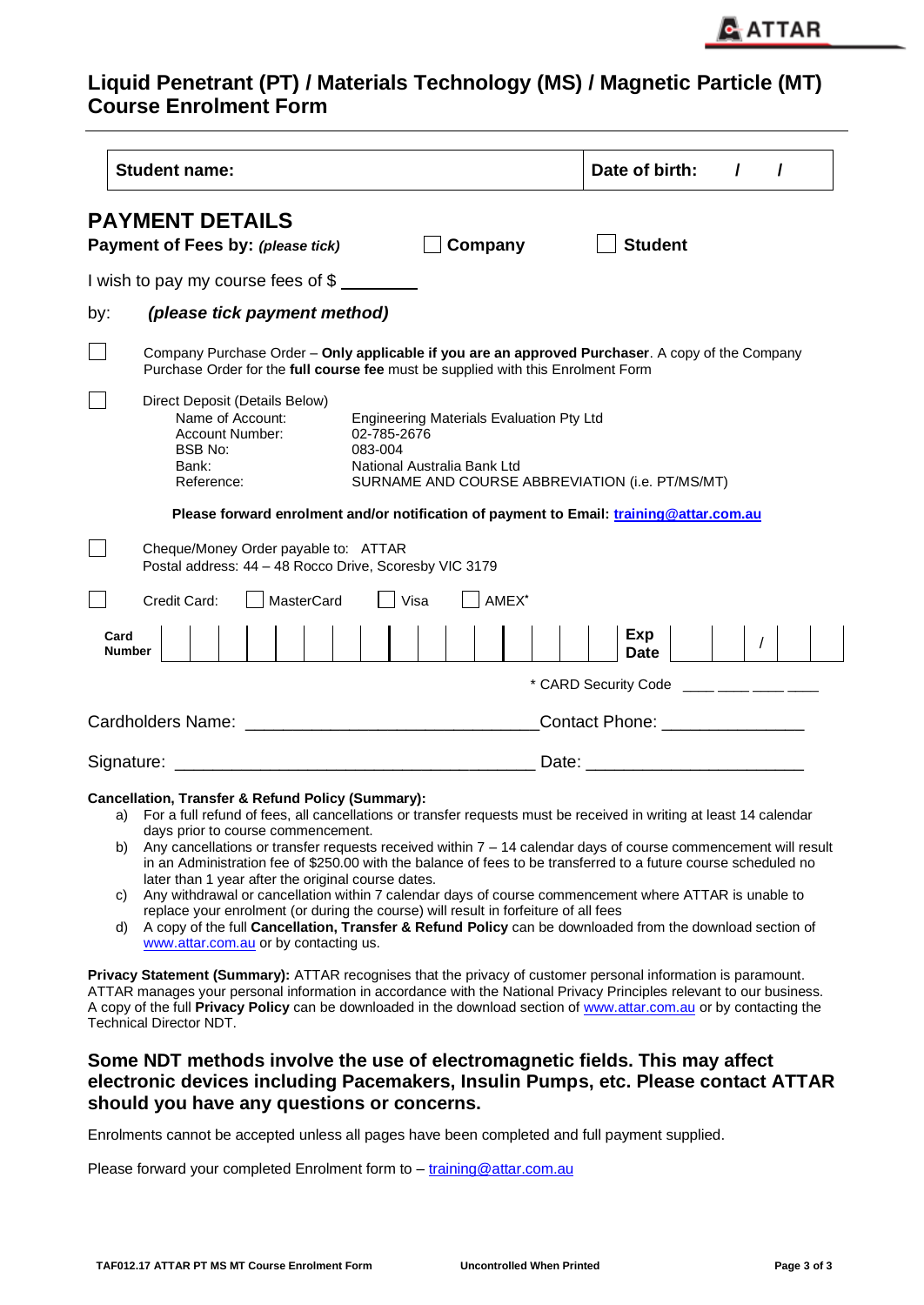# Liquid Penetrant (PT) / Materials Technology (MS) / Magnetic Particle (MT) Course Enrolment Form

| **Student name:** | **Date of birth: / /** |
|---|---|

## PAYMENT DETAILS

**Payment of Fees by:** ***(please tick)*** ☐ **Company** ☐ **Student**

I wish to pay my course fees of $ ________

by: ***(please tick payment method)***

☐ Company Purchase Order – **Only applicable if you are an approved Purchaser**. A copy of the Company Purchase Order for the **full course fee** must be supplied with this Enrolment Form

☐ Direct Deposit (Details Below)

| | |
|---|---|
| Name of Account: | Engineering Materials Evaluation Pty Ltd |
| Account Number: | 02-785-2676 |
| BSB No: | 083-004 |
| Bank: | National Australia Bank Ltd |
| Reference: | SURNAME AND COURSE ABBREVIATION (i.e. PT/MS/MT) |

**Please forward enrolment and/or notification of payment to Email: training@attar.com.au**

☐ Cheque/Money Order payable to: ATTAR
Postal address: 44 – 48 Rocco Drive, Scoresby VIC 3179

☐ Credit Card: ☐ MasterCard ☐ Visa ☐ AMEX*

**Card Number** | | | | | | | | | | | | | | | | | **Exp Date** | | / |

\* CARD Security Code ___ ___ ___ ___

Cardholders Name: ______________________________ Contact Phone: _______________

Signature: ______________________________________ Date: ______________________

**Cancellation, Transfer & Refund Policy (Summary):**

a) For a full refund of fees, all cancellations or transfer requests must be received in writing at least 14 calendar days prior to course commencement.
b) Any cancellations or transfer requests received within 7 – 14 calendar days of course commencement will result in an Administration fee of $250.00 with the balance of fees to be transferred to a future course scheduled no later than 1 year after the original course dates.
c) Any withdrawal or cancellation within 7 calendar days of course commencement where ATTAR is unable to replace your enrolment (or during the course) will result in forfeiture of all fees
d) A copy of the full **Cancellation, Transfer & Refund Policy** can be downloaded from the download section of www.attar.com.au or by contacting us.

**Privacy Statement (Summary):** ATTAR recognises that the privacy of customer personal information is paramount. ATTAR manages your personal information in accordance with the National Privacy Principles relevant to our business. A copy of the full **Privacy Policy** can be downloaded in the download section of www.attar.com.au or by contacting the Technical Director NDT.

### Some NDT methods involve the use of electromagnetic fields. This may affect electronic devices including Pacemakers, Insulin Pumps, etc. Please contact ATTAR should you have any questions or concerns.

Enrolments cannot be accepted unless all pages have been completed and full payment supplied.

Please forward your completed Enrolment form to – training@attar.com.au